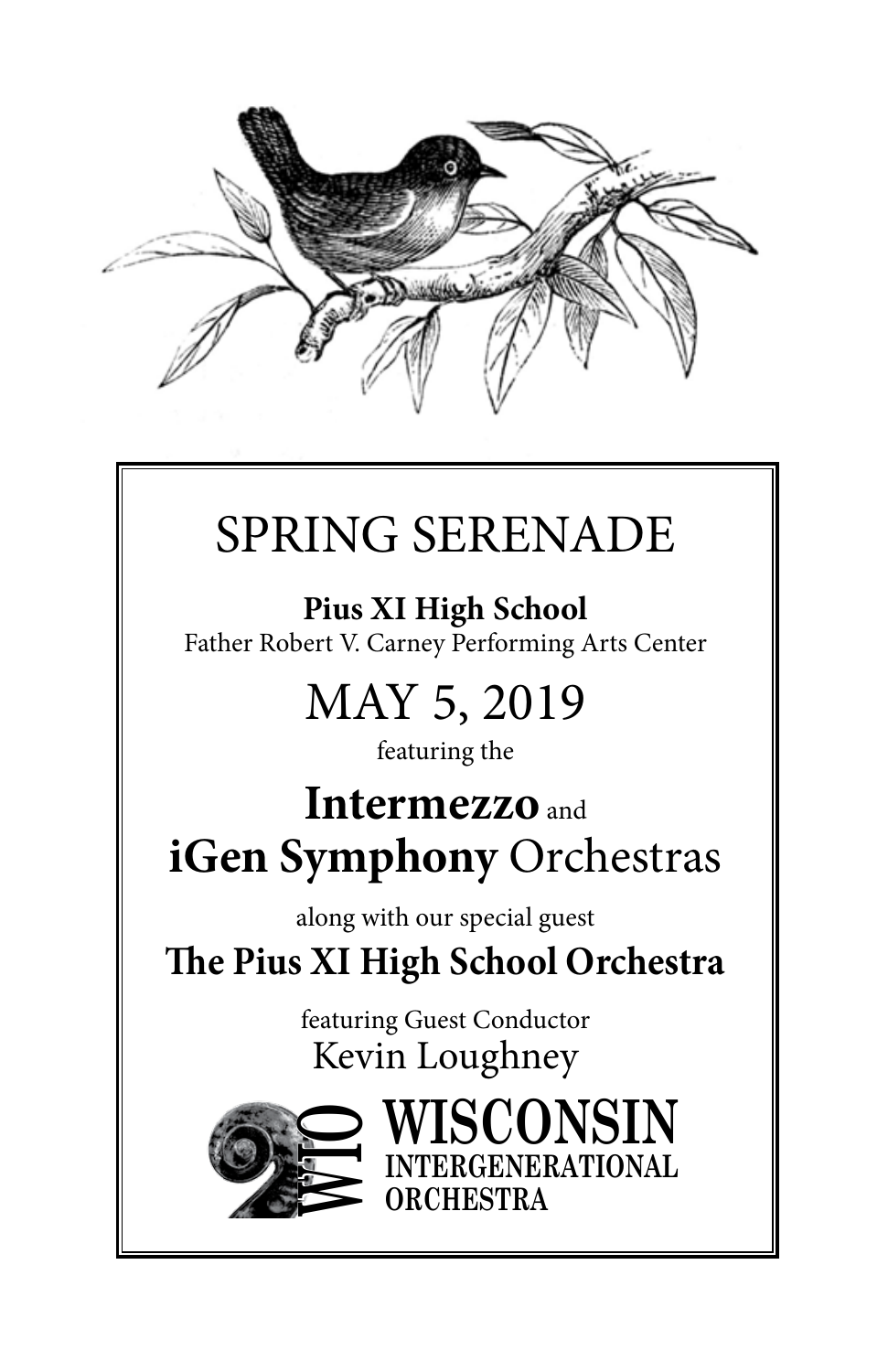# SPRING SERENADE

**Pius XI High School**
Father Robert V. Carney Performing Arts Center

## MAY 5, 2019

featuring the

## **Intermezzo** and **iGen Symphony** Orchestras

along with our special guest

**The Pius XI High School Orchestra**

featuring Guest Conductor
Kevin Loughney

WIO WISCONSIN INTERGENERATIONAL ORCHESTRA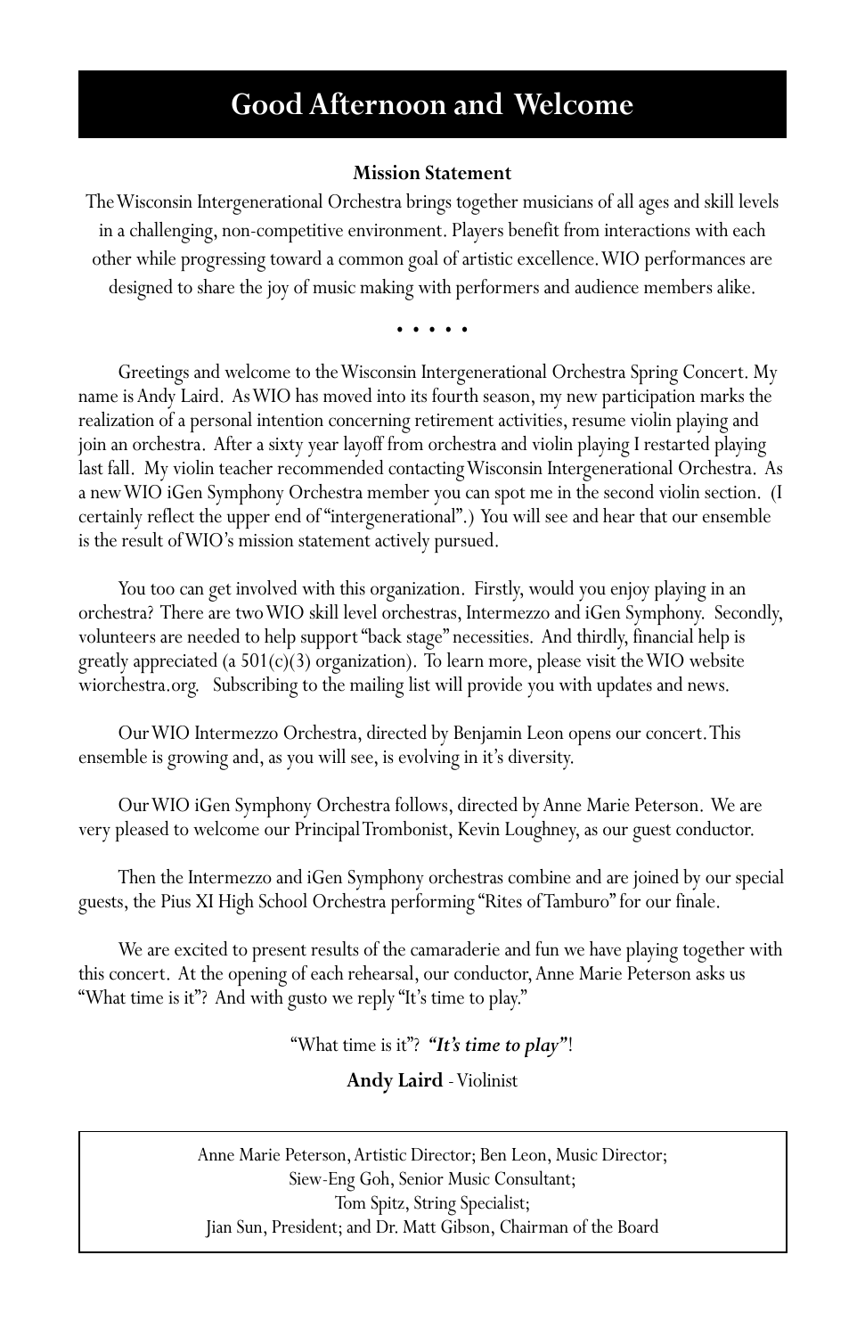# Good Afternoon and Welcome

**Mission Statement**

The Wisconsin Intergenerational Orchestra brings together musicians of all ages and skill levels in a challenging, non-competitive environment. Players benefit from interactions with each other while progressing toward a common goal of artistic excellence. WIO performances are designed to share the joy of music making with performers and audience members alike.

• • • • •

Greetings and welcome to the Wisconsin Intergenerational Orchestra Spring Concert. My name is Andy Laird. As WIO has moved into its fourth season, my new participation marks the realization of a personal intention concerning retirement activities, resume violin playing and join an orchestra. After a sixty year layoff from orchestra and violin playing I restarted playing last fall. My violin teacher recommended contacting Wisconsin Intergenerational Orchestra. As a new WIO iGen Symphony Orchestra member you can spot me in the second violin section. (I certainly reflect the upper end of "intergenerational".) You will see and hear that our ensemble is the result of WIO's mission statement actively pursued.

You too can get involved with this organization. Firstly, would you enjoy playing in an orchestra? There are two WIO skill level orchestras, Intermezzo and iGen Symphony. Secondly, volunteers are needed to help support "back stage" necessities. And thirdly, financial help is greatly appreciated (a 501(c)(3) organization). To learn more, please visit the WIO website wiorchestra.org. Subscribing to the mailing list will provide you with updates and news.

Our WIO Intermezzo Orchestra, directed by Benjamin Leon opens our concert. This ensemble is growing and, as you will see, is evolving in it's diversity.

Our WIO iGen Symphony Orchestra follows, directed by Anne Marie Peterson. We are very pleased to welcome our Principal Trombonist, Kevin Loughney, as our guest conductor.

Then the Intermezzo and iGen Symphony orchestras combine and are joined by our special guests, the Pius XI High School Orchestra performing "Rites of Tamburo" for our finale.

We are excited to present results of the camaraderie and fun we have playing together with this concert. At the opening of each rehearsal, our conductor, Anne Marie Peterson asks us "What time is it"? And with gusto we reply "It's time to play."

"What time is it"? ***"It's time to play"***!

**Andy Laird** - Violinist

Anne Marie Peterson, Artistic Director; Ben Leon, Music Director;
Siew-Eng Goh, Senior Music Consultant;
Tom Spitz, String Specialist;
Jian Sun, President; and Dr. Matt Gibson, Chairman of the Board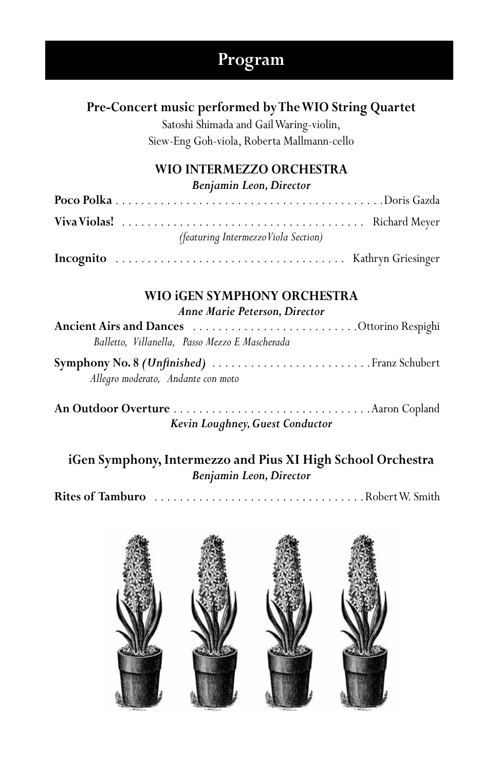# Program

### Pre-Concert music performed by The WIO String Quartet

Satoshi Shimada and Gail Waring-violin,
Siew-Eng Goh-viola, Roberta Mallmann-cello

### WIO INTERMEZZO ORCHESTRA

***Benjamin Leon, Director***

**Poco Polka** . . . . . . . . . . . . . . . . . . . . . . . . . . . . . . . . . . . . . . . . Doris Gazda

**Viva Violas!** . . . . . . . . . . . . . . . . . . . . . . . . . . . . . . . . . . . . . Richard Meyer
*(featuring Intermezzo Viola Section)*

**Incognito** . . . . . . . . . . . . . . . . . . . . . . . . . . . . . . . . . . . . Kathryn Griesinger

### WIO iGEN SYMPHONY ORCHESTRA

***Anne Marie Peterson, Director***

**Ancient Airs and Dances** . . . . . . . . . . . . . . . . . . . . . . . . . . Ottorino Respighi
*Balletto, Villanella, Passo Mezzo E Mascherada*

**Symphony No. 8 *(Unfinished)*** . . . . . . . . . . . . . . . . . . . . . . . . . Franz Schubert
*Allegro moderato, Andante con moto*

**An Outdoor Overture** . . . . . . . . . . . . . . . . . . . . . . . . . . . . . . Aaron Copland
***Kevin Loughney, Guest Conductor***

### iGen Symphony, Intermezzo and Pius XI High School Orchestra

***Benjamin Leon, Director***

**Rites of Tamburo** . . . . . . . . . . . . . . . . . . . . . . . . . . . . . . . . Robert W. Smith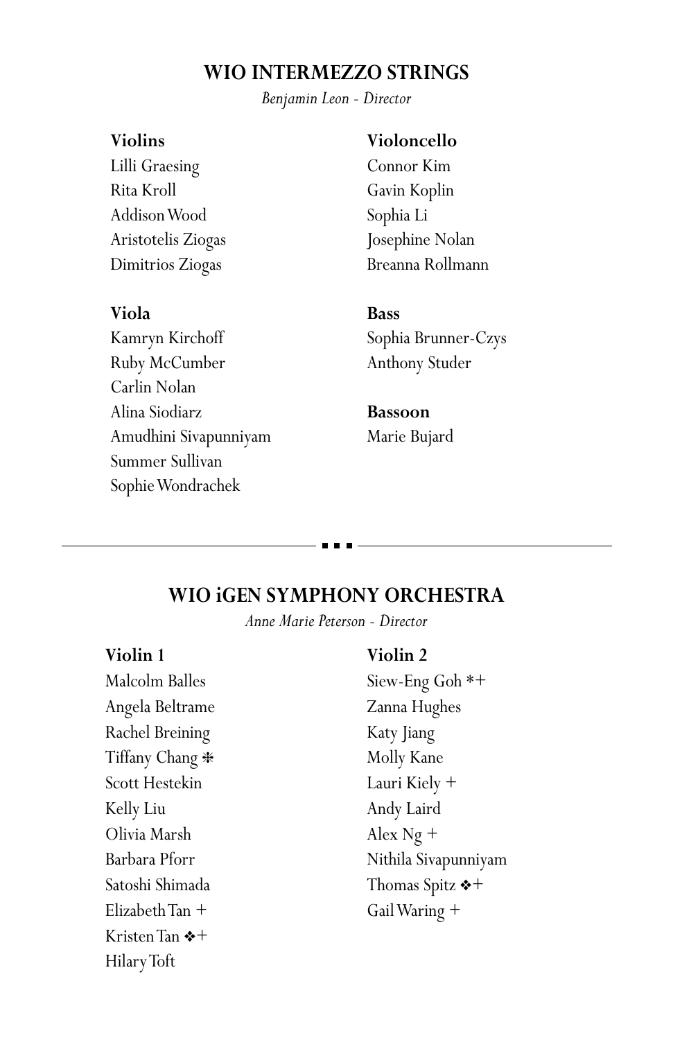## WIO INTERMEZZO STRINGS

*Benjamin Leon - Director*

**Violins**
Lilli Graesing
Rita Kroll
Addison Wood
Aristotelis Ziogas
Dimitrios Ziogas

**Viola**
Kamryn Kirchoff
Ruby McCumber
Carlin Nolan
Alina Siodiarz
Amudhini Sivapunniyam
Summer Sullivan
Sophie Wondrachek

**Violoncello**
Connor Kim
Gavin Koplin
Sophia Li
Josephine Nolan
Breanna Rollmann

**Bass**
Sophia Brunner-Czys
Anthony Studer

**Bassoon**
Marie Bujard

---

## WIO iGEN SYMPHONY ORCHESTRA

*Anne Marie Peterson - Director*

**Violin 1**
Malcolm Balles
Angela Beltrame
Rachel Breining
Tiffany Chang ❇
Scott Hestekin
Kelly Liu
Olivia Marsh
Barbara Pforr
Satoshi Shimada
Elizabeth Tan +
Kristen Tan ❖+
Hilary Toft

**Violin 2**
Siew-Eng Goh *+
Zanna Hughes
Katy Jiang
Molly Kane
Lauri Kiely +
Andy Laird
Alex Ng +
Nithila Sivapunniyam
Thomas Spitz ❖+
Gail Waring +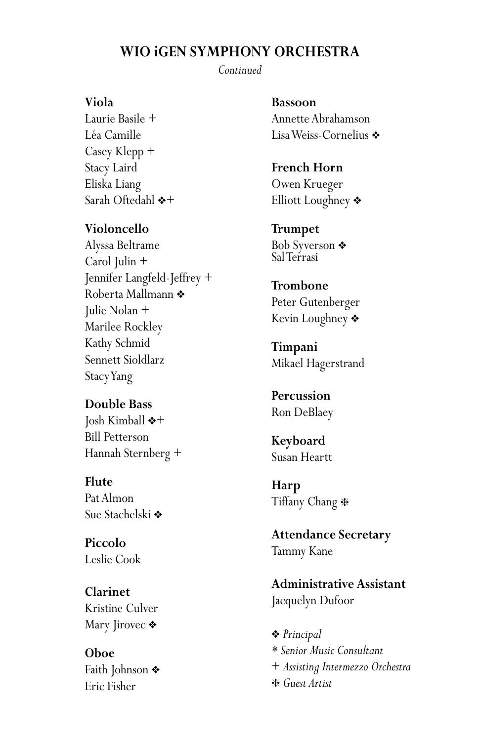## WIO iGEN SYMPHONY ORCHESTRA

*Continued*

**Viola**
Laurie Basile +
Léa Camille
Casey Klepp +
Stacy Laird
Eliska Liang
Sarah Oftedahl ❖+

**Violoncello**
Alyssa Beltrame
Carol Julin +
Jennifer Langfeld-Jeffrey +
Roberta Mallmann ❖
Julie Nolan +
Marilee Rockley
Kathy Schmid
Sennett Sioldlarz
Stacy Yang

**Double Bass**
Josh Kimball ❖+
Bill Petterson
Hannah Sternberg +

**Flute**
Pat Almon
Sue Stachelski ❖

**Piccolo**
Leslie Cook

**Clarinet**
Kristine Culver
Mary Jirovec ❖

**Oboe**
Faith Johnson ❖
Eric Fisher

**Bassoon**
Annette Abrahamson
Lisa Weiss-Cornelius ❖

**French Horn**
Owen Krueger
Elliott Loughney ❖

**Trumpet**
Bob Syverson ❖
Sal Terrasi

**Trombone**
Peter Gutenberger
Kevin Loughney ❖

**Timpani**
Mikael Hagerstrand

**Percussion**
Ron DeBlaey

**Keyboard**
Susan Heartt

**Harp**
Tiffany Chang ❈

**Attendance Secretary**
Tammy Kane

**Administrative Assistant**
Jacquelyn Dufour

❖ *Principal*
\* *Senior Music Consultant*
\+ *Assisting Intermezzo Orchestra*
❈ *Guest Artist*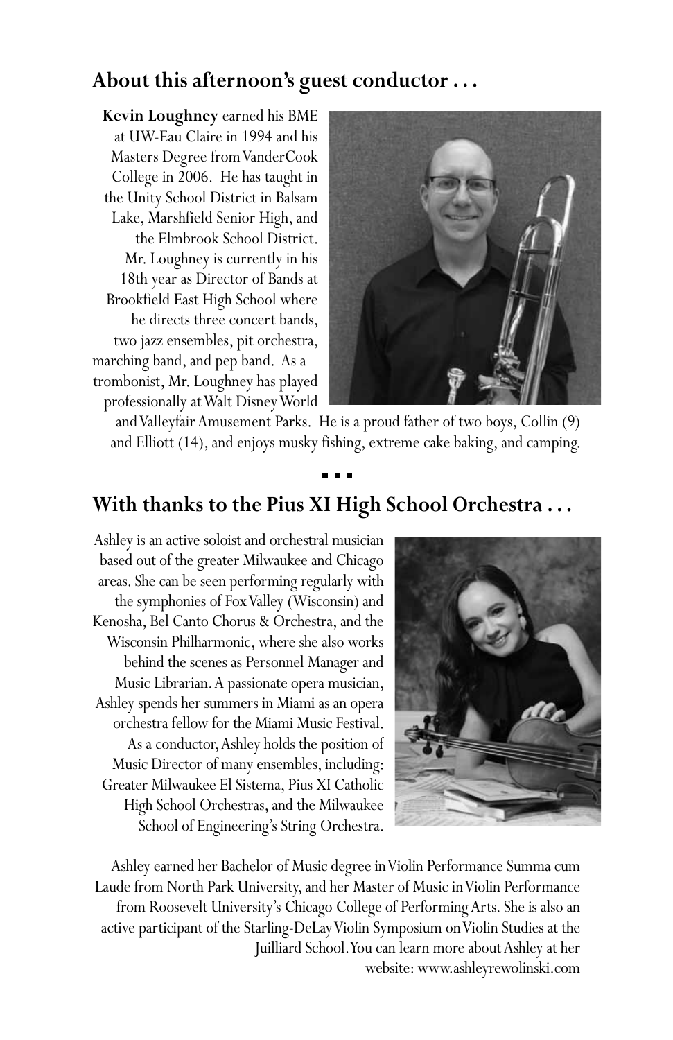## About this afternoon's guest conductor . . .

**Kevin Loughney** earned his BME at UW-Eau Claire in 1994 and his Masters Degree from VanderCook College in 2006. He has taught in the Unity School District in Balsam Lake, Marshfield Senior High, and the Elmbrook School District. Mr. Loughney is currently in his 18th year as Director of Bands at Brookfield East High School where he directs three concert bands, two jazz ensembles, pit orchestra, marching band, and pep band. As a trombonist, Mr. Loughney has played professionally at Walt Disney World and Valleyfair Amusement Parks. He is a proud father of two boys, Collin (9) and Elliott (14), and enjoys musky fishing, extreme cake baking, and camping.

---

## With thanks to the Pius XI High School Orchestra . . .

Ashley is an active soloist and orchestral musician based out of the greater Milwaukee and Chicago areas. She can be seen performing regularly with the symphonies of Fox Valley (Wisconsin) and Kenosha, Bel Canto Chorus & Orchestra, and the Wisconsin Philharmonic, where she also works behind the scenes as Personnel Manager and Music Librarian. A passionate opera musician, Ashley spends her summers in Miami as an opera orchestra fellow for the Miami Music Festival. As a conductor, Ashley holds the position of Music Director of many ensembles, including: Greater Milwaukee El Sistema, Pius XI Catholic High School Orchestras, and the Milwaukee School of Engineering's String Orchestra.

Ashley earned her Bachelor of Music degree in Violin Performance Summa cum Laude from North Park University, and her Master of Music in Violin Performance from Roosevelt University's Chicago College of Performing Arts. She is also an active participant of the Starling-DeLay Violin Symposium on Violin Studies at the Juilliard School. You can learn more about Ashley at her website: www.ashleyrewolinski.com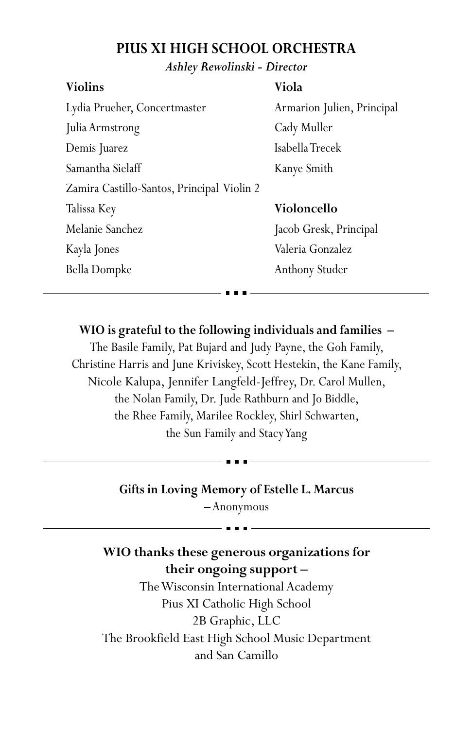## PIUS XI HIGH SCHOOL ORCHESTRA

***Ashley Rewolinski - Director***

**Violins**

Lydia Prueher, Concertmaster
Julia Armstrong
Demis Juarez
Samantha Sielaff
Zamira Castillo-Santos, Principal Violin 2
Talissa Key
Melanie Sanchez
Kayla Jones
Bella Dompke

**Viola**

Armarion Julien, Principal
Cady Muller
Isabella Trecek
Kanye Smith

**Violoncello**

Jacob Gresk, Principal
Valeria Gonzalez
Anthony Studer

---

**WIO is grateful to the following individuals and families –**
The Basile Family, Pat Bujard and Judy Payne, the Goh Family,
Christine Harris and June Kriviskey, Scott Hestekin, the Kane Family,
Nicole Kalupa, Jennifer Langfeld-Jeffrey, Dr. Carol Mullen,
the Nolan Family, Dr. Jude Rathburn and Jo Biddle,
the Rhee Family, Marilee Rockley, Shirl Schwarten,
the Sun Family and Stacy Yang

---

**Gifts in Loving Memory of Estelle L. Marcus**
– Anonymous

---

**WIO thanks these generous organizations for their ongoing support –**
The Wisconsin International Academy
Pius XI Catholic High School
2B Graphic, LLC
The Brookfield East High School Music Department
and San Camillo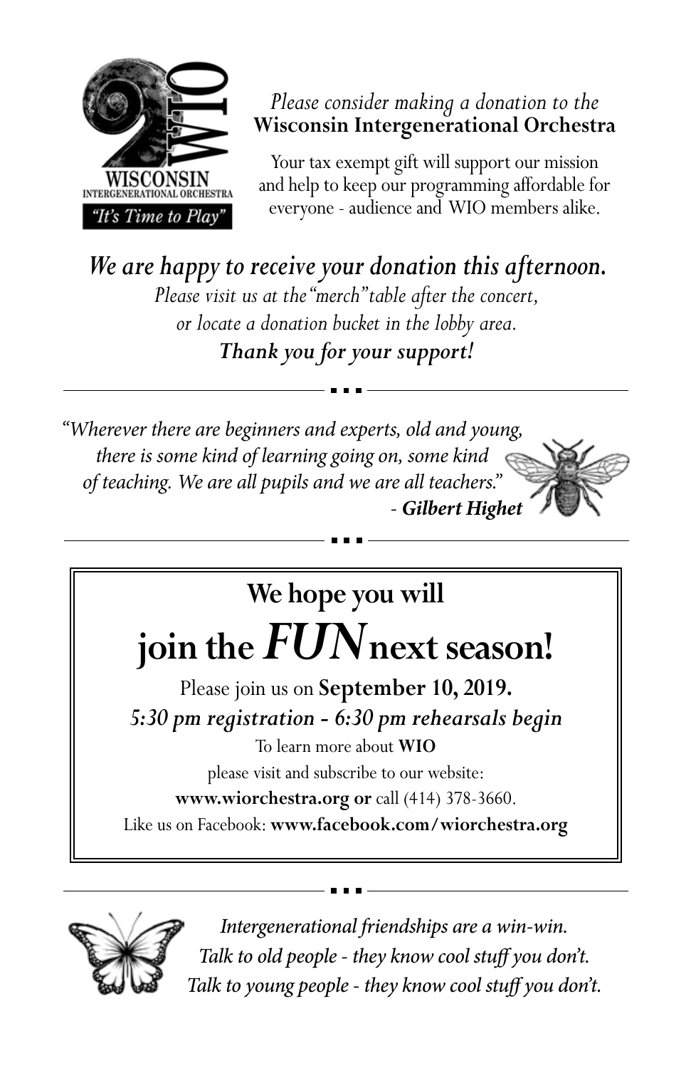*Please consider making a donation to the*
**Wisconsin Intergenerational Orchestra**

Your tax exempt gift will support our mission and help to keep our programming affordable for everyone - audience and WIO members alike.

***We are happy to receive your donation this afternoon.***

*Please visit us at the "merch" table after the concert, or locate a donation bucket in the lobby area.*

***Thank you for your support!***

---

*"Wherever there are beginners and experts, old and young, there is some kind of learning going on, some kind of teaching. We are all pupils and we are all teachers."*

*- **Gilbert Highet***

---

## We hope you will join the *FUN* next season!

Please join us on **September 10, 2019.**

***5:30 pm registration - 6:30 pm rehearsals begin***

To learn more about **WIO**

please visit and subscribe to our website:

**www.wiorchestra.org or** call (414) 378-3660.

Like us on Facebook: **www.facebook.com/wiorchestra.org**

---

*Intergenerational friendships are a win-win.*
*Talk to old people - they know cool stuff you don't.*
*Talk to young people - they know cool stuff you don't.*